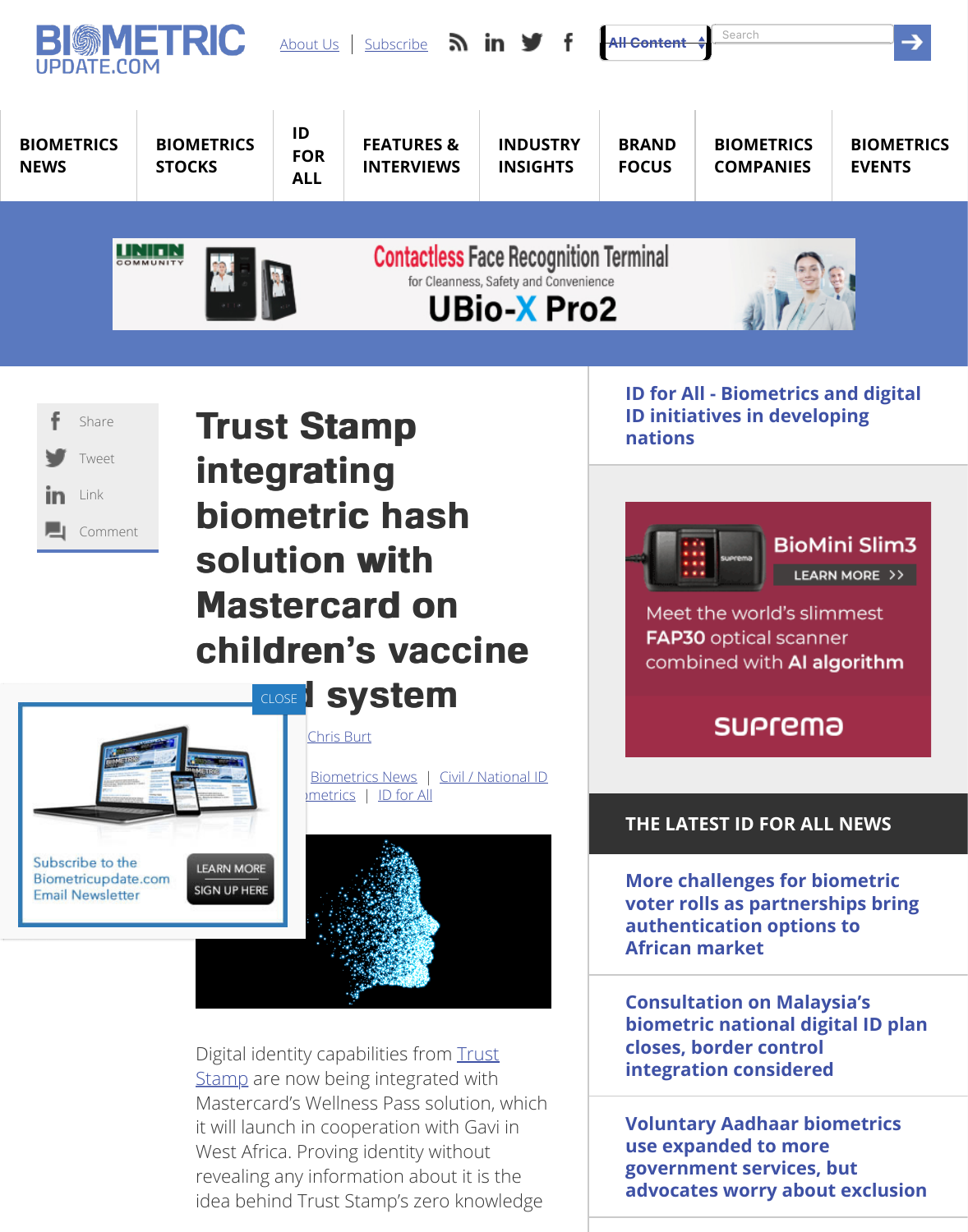# Trust Stamp integrating biometric hash solution with Mastercard on children's vaccine ... system

Chris Burt

Biometrics News | Civil / National ID
...metrics | ID for All

Digital identity capabilities from Trust Stamp are now being integrated with Mastercard's Wellness Pass solution, which it will launch in cooperation with Gavi in West Africa. Proving identity without revealing any information about it is the idea behind Trust Stamp's zero knowledge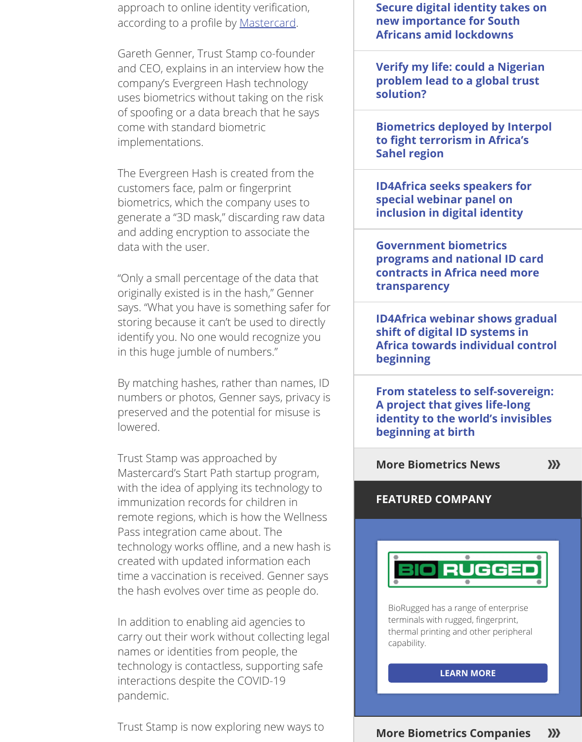approach to online identity verification, according to a profile by Mastercard.

Gareth Genner, Trust Stamp co-founder and CEO, explains in an interview how the company's Evergreen Hash technology uses biometrics without taking on the risk of spoofing or a data breach that he says come with standard biometric implementations.

The Evergreen Hash is created from the customers face, palm or fingerprint biometrics, which the company uses to generate a "3D mask," discarding raw data and adding encryption to associate the data with the user.

"Only a small percentage of the data that originally existed is in the hash," Genner says. "What you have is something safer for storing because it can't be used to directly identify you. No one would recognize you in this huge jumble of numbers."

By matching hashes, rather than names, ID numbers or photos, Genner says, privacy is preserved and the potential for misuse is lowered.

Trust Stamp was approached by Mastercard's Start Path startup program, with the idea of applying its technology to immunization records for children in remote regions, which is how the Wellness Pass integration came about. The technology works offline, and a new hash is created with updated information each time a vaccination is received. Genner says the hash evolves over time as people do.

In addition to enabling aid agencies to carry out their work without collecting legal names or identities from people, the technology is contactless, supporting safe interactions despite the COVID-19 pandemic.

Trust Stamp is now exploring new ways to

**Secure digital identity takes on new importance for South Africans amid lockdowns**

**Verify my life: could a Nigerian problem lead to a global trust solution?**

**Biometrics deployed by Interpol to fight terrorism in Africa's Sahel region**

**ID4Africa seeks speakers for special webinar panel on inclusion in digital identity**

**Government biometrics programs and national ID card contracts in Africa need more transparency**

**ID4Africa webinar shows gradual shift of digital ID systems in Africa towards individual control beginning**

**From stateless to self-sovereign: A project that gives life-long identity to the world's invisibles beginning at birth**

**More Biometrics News**

**FEATURED COMPANY**

BIO RUGGED

BioRugged has a range of enterprise terminals with rugged, fingerprint, thermal printing and other peripheral capability.

LEARN MORE

**More Biometrics Companies**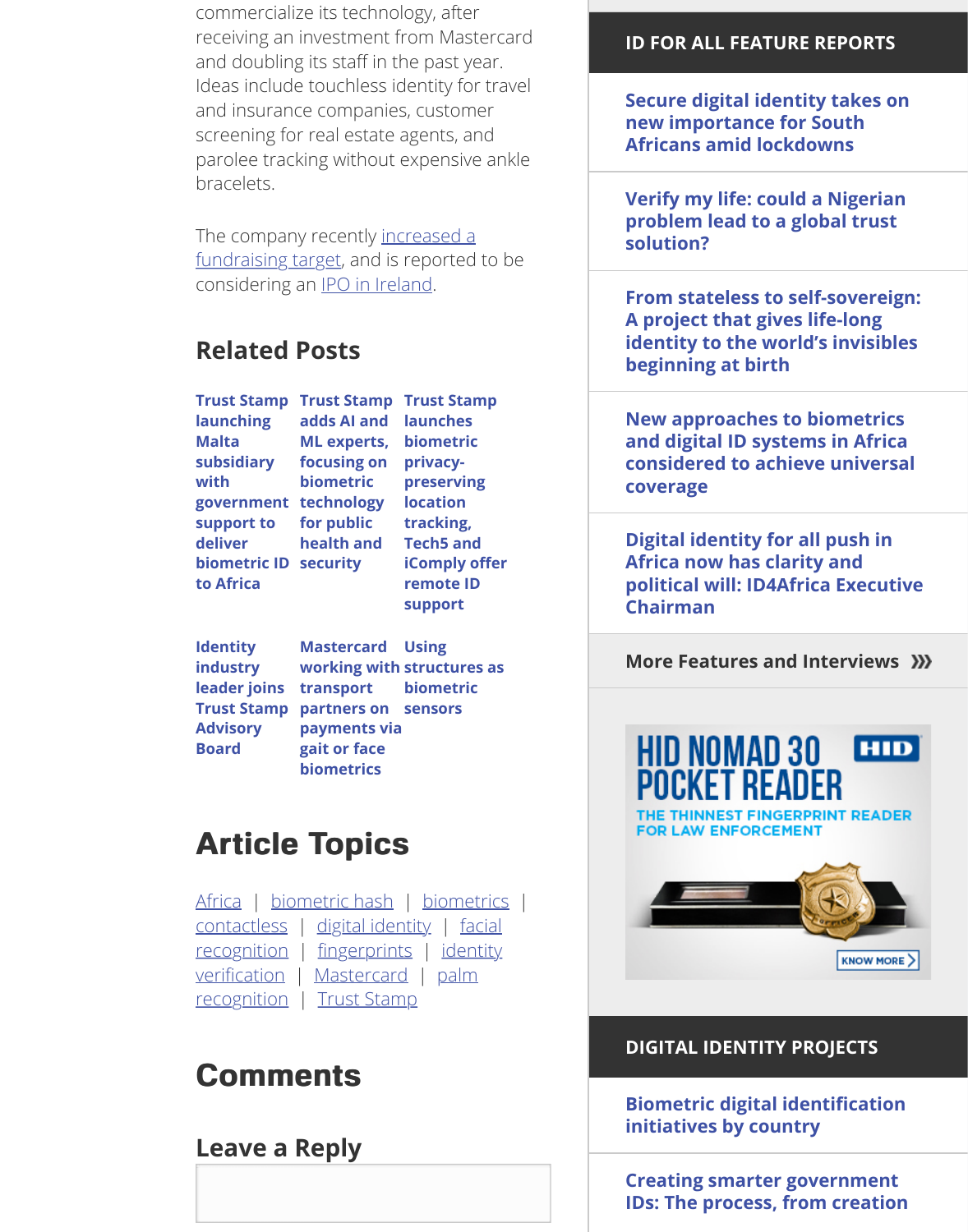commercialize its technology, after receiving an investment from Mastercard and doubling its staff in the past year. Ideas include touchless identity for travel and insurance companies, customer screening for real estate agents, and parolee tracking without expensive ankle bracelets.

The company recently increased a fundraising target, and is reported to be considering an IPO in Ireland.

## Related Posts

- **Trust Stamp launching Malta subsidiary with government support to deliver biometric ID to Africa**
- **Trust Stamp adds AI and ML experts, focusing on biometric technology for public health and security**
- **Trust Stamp launches biometric privacy-preserving location tracking, Tech5 and iComply offer remote ID support**
- **Identity industry leader joins Trust Stamp Advisory Board**
- **Mastercard working with transport partners on payments via gait or face biometrics**
- **Using structures as biometric sensors**

## Article Topics

Africa | biometric hash | biometrics | contactless | digital identity | facial recognition | fingerprints | identity verification | Mastercard | palm recognition | Trust Stamp

## Comments

### Leave a Reply

## ID FOR ALL FEATURE REPORTS

- **Secure digital identity takes on new importance for South Africans amid lockdowns**
- **Verify my life: could a Nigerian problem lead to a global trust solution?**
- **From stateless to self-sovereign: A project that gives life-long identity to the world's invisibles beginning at birth**
- **New approaches to biometrics and digital ID systems in Africa considered to achieve universal coverage**
- **Digital identity for all push in Africa now has clarity and political will: ID4Africa Executive Chairman**

**More Features and Interviews**

HID NOMAD 30 POCKET READER — THE THINNEST FINGERPRINT READER FOR LAW ENFORCEMENT — KNOW MORE

## DIGITAL IDENTITY PROJECTS

- **Biometric digital identification initiatives by country**
- **Creating smarter government IDs: The process, from creation**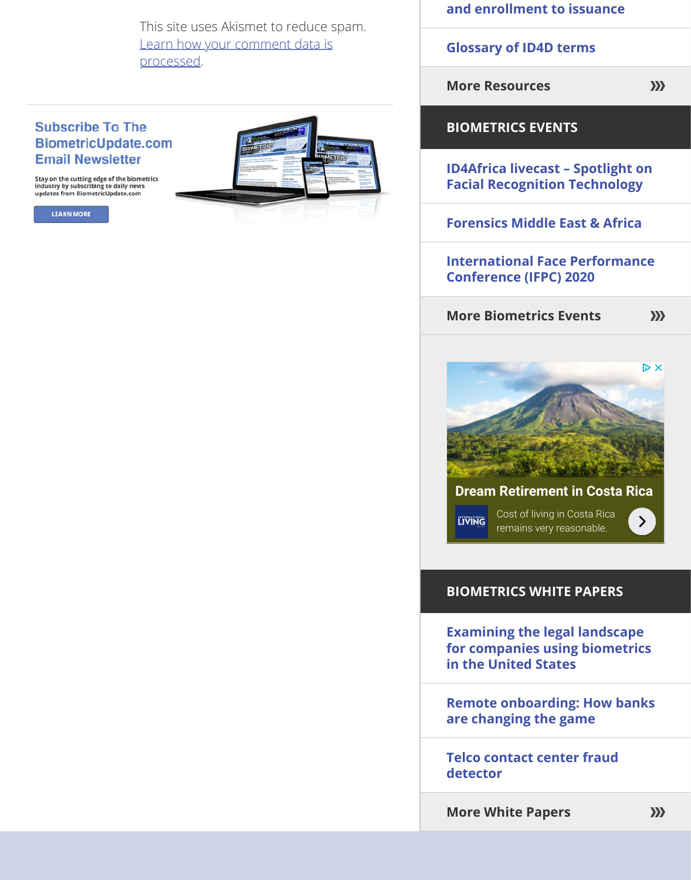This site uses Akismet to reduce spam. Learn how your comment data is processed.

**Subscribe To The BiometricUpdate.com Email Newsletter**

Stay on the cutting edge of the biometrics industry by subscribing to daily news updates from BiometricUpdate.com

LEARN MORE

and enrollment to issuance

Glossary of ID4D terms

More Resources

## BIOMETRICS EVENTS

ID4Africa livecast – Spotlight on Facial Recognition Technology

Forensics Middle East & Africa

International Face Performance Conference (IFPC) 2020

More Biometrics Events

Dream Retirement in Costa Rica

Cost of living in Costa Rica remains very reasonable.

## BIOMETRICS WHITE PAPERS

Examining the legal landscape for companies using biometrics in the United States

Remote onboarding: How banks are changing the game

Telco contact center fraud detector

More White Papers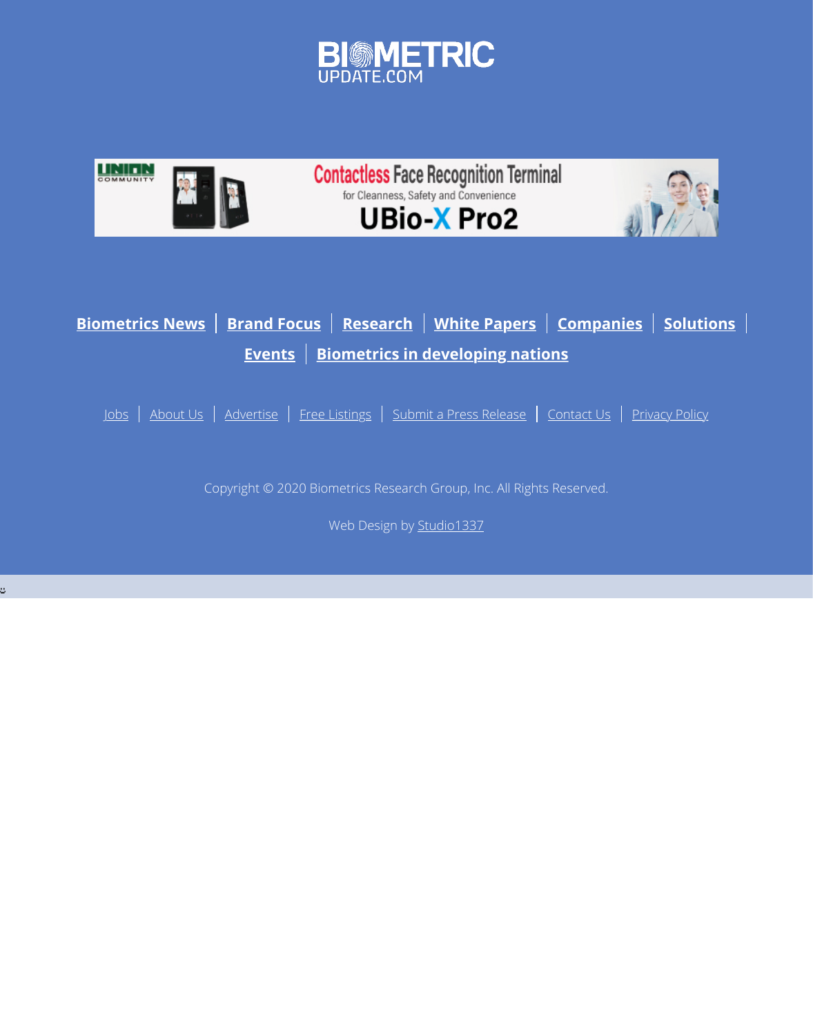BIOMETRIC UPDATE.COM

Contactless Face Recognition Terminal
for Cleanness, Safety and Convenience
UBio-X Pro2

**Biometrics News** | **Brand Focus** | **Research** | **White Papers** | **Companies** | **Solutions** | **Events** | **Biometrics in developing nations**

Jobs | About Us | Advertise | Free Listings | Submit a Press Release | Contact Us | Privacy Policy

Copyright © 2020 Biometrics Research Group, Inc. All Rights Reserved.

Web Design by Studio1337